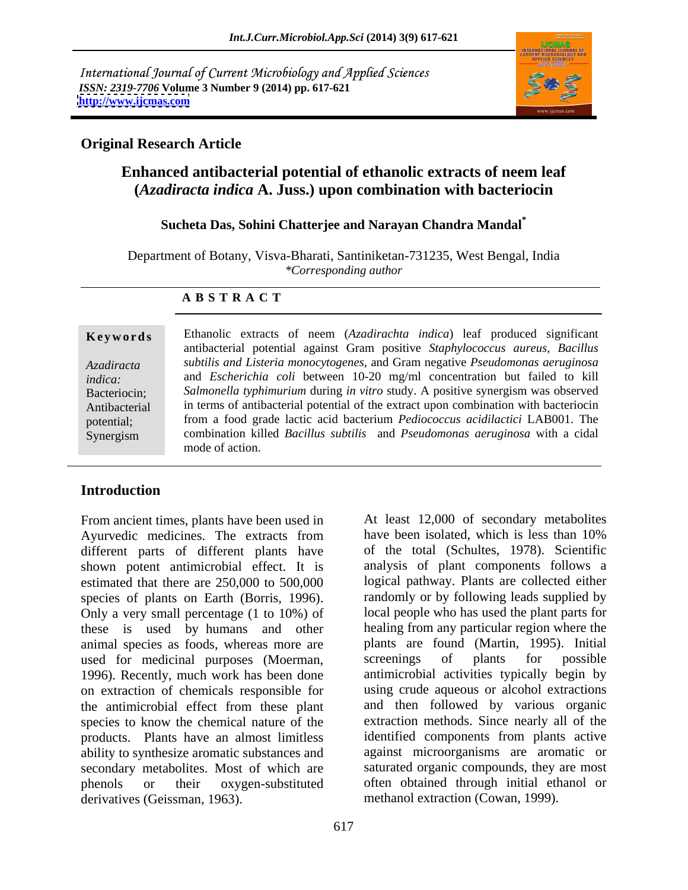International Journal of Current Microbiology and Applied Sciences
*ISSN: 2319-7706* **Volume 3 Number 9 (2014) pp. 617-621**
**http://www.ijcmas.com**

**Original Research Article**

# Enhanced antibacterial potential of ethanolic extracts of neem leaf (*Azadiracta indica* A. Juss.) upon combination with bacteriocin

**Sucheta Das, Sohini Chatterjee and Narayan Chandra Mandal***

Department of Botany, Visva-Bharati, Santiniketan-731235, West Bengal, India
*\*Corresponding author*

## ABSTRACT

**Keywords**

*Azadiracta indica:* Bacteriocin; Antibacterial potential; Synergism

Ethanolic extracts of neem (*Azadirachta indica*) leaf produced significant antibacterial potential against Gram positive *Staphylococcus aureus, Bacillus subtilis and Listeria monocytogenes*, and Gram negative *Pseudomonas aeruginosa* and *Escherichia coli* between 10-20 mg/ml concentration but failed to kill *Salmonella typhimurium* during *in vitro* study. A positive synergism was observed in terms of antibacterial potential of the extract upon combination with bacteriocin from a food grade lactic acid bacterium *Pediococcus acidilactici* LAB001. The combination killed *Bacillus subtilis* and *Pseudomonas aeruginosa* with a cidal mode of action.

## Introduction

From ancient times, plants have been used in Ayurvedic medicines. The extracts from different parts of different plants have shown potent antimicrobial effect. It is estimated that there are 250,000 to 500,000 species of plants on Earth (Borris, 1996). Only a very small percentage (1 to 10%) of these is used by humans and other animal species as foods, whereas more are used for medicinal purposes (Moerman, 1996). Recently, much work has been done on extraction of chemicals responsible for the antimicrobial effect from these plant species to know the chemical nature of the products. Plants have an almost limitless ability to synthesize aromatic substances and secondary metabolites. Most of which are phenols or their oxygen-substituted derivatives (Geissman, 1963).

At least 12,000 of secondary metabolites have been isolated, which is less than 10% of the total (Schultes, 1978). Scientific analysis of plant components follows a logical pathway. Plants are collected either randomly or by following leads supplied by local people who has used the plant parts for healing from any particular region where the plants are found (Martin, 1995). Initial screenings of plants for possible antimicrobial activities typically begin by using crude aqueous or alcohol extractions and then followed by various organic extraction methods. Since nearly all of the identified components from plants active against microorganisms are aromatic or saturated organic compounds, they are most often obtained through initial ethanol or methanol extraction (Cowan, 1999).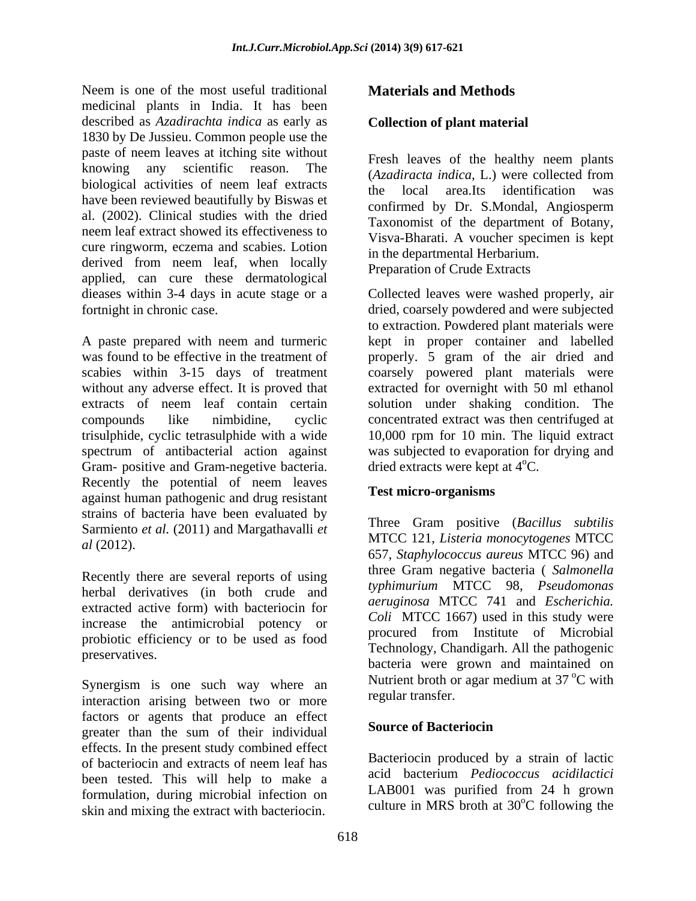Neem is one of the most useful traditional medicinal plants in India. It has been described as *Azadirachta indica* as early as 1830 by De Jussieu. Common people use the paste of neem leaves at itching site without knowing any scientific reason. The biological activities of neem leaf extracts have been reviewed beautifully by Biswas et al. (2002). Clinical studies with the dried neem leaf extract showed its effectiveness to cure ringworm, eczema and scabies. Lotion derived from neem leaf, when locally applied, can cure these dermatological dieases within 3-4 days in acute stage or a fortnight in chronic case.

A paste prepared with neem and turmeric was found to be effective in the treatment of scabies within 3-15 days of treatment without any adverse effect. It is proved that extracts of neem leaf contain certain compounds like nimbidine, cyclic trisulphide, cyclic tetrasulphide with a wide spectrum of antibacterial action against Gram- positive and Gram-negetive bacteria. Recently the potential of neem leaves against human pathogenic and drug resistant strains of bacteria have been evaluated by Sarmiento *et al.* (2011) and Margathavalli *et al* (2012).

Recently there are several reports of using herbal derivatives (in both crude and extracted active form) with bacteriocin for increase the antimicrobial potency or probiotic efficiency or to be used as food preservatives.

Synergism is one such way where an interaction arising between two or more factors or agents that produce an effect greater than the sum of their individual effects. In the present study combined effect of bacteriocin and extracts of neem leaf has been tested. This will help to make a formulation, during microbial infection on skin and mixing the extract with bacteriocin.

## Materials and Methods

### Collection of plant material

Fresh leaves of the healthy neem plants (*Azadiracta indica*, L.) were collected from the local area.Its identification was confirmed by Dr. S.Mondal, Angiosperm Taxonomist of the department of Botany, Visva-Bharati. A voucher specimen is kept in the departmental Herbarium.

Preparation of Crude Extracts

Collected leaves were washed properly, air dried, coarsely powdered and were subjected to extraction. Powdered plant materials were kept in proper container and labelled properly. 5 gram of the air dried and coarsely powered plant materials were extracted for overnight with 50 ml ethanol solution under shaking condition. The concentrated extract was then centrifuged at 10,000 rpm for 10 min. The liquid extract was subjected to evaporation for drying and dried extracts were kept at $4^{o}$C.

### Test micro-organisms

Three Gram positive (*Bacillus subtilis* MTCC 121, *Listeria monocytogenes* MTCC 657, *Staphylococcus aureus* MTCC 96) and three Gram negative bacteria ( *Salmonella typhimurium* MTCC 98, *Pseudomonas aeruginosa* MTCC 741 and *Escherichia. Coli* MTCC 1667) used in this study were procured from Institute of Microbial Technology, Chandigarh. All the pathogenic bacteria were grown and maintained on Nutrient broth or agar medium at 37 $^{o}$C with regular transfer.

### Source of Bacteriocin

Bacteriocin produced by a strain of lactic acid bacterium *Pediococcus acidilactici* LAB001 was purified from 24 h grown culture in MRS broth at $30^{o}$C following the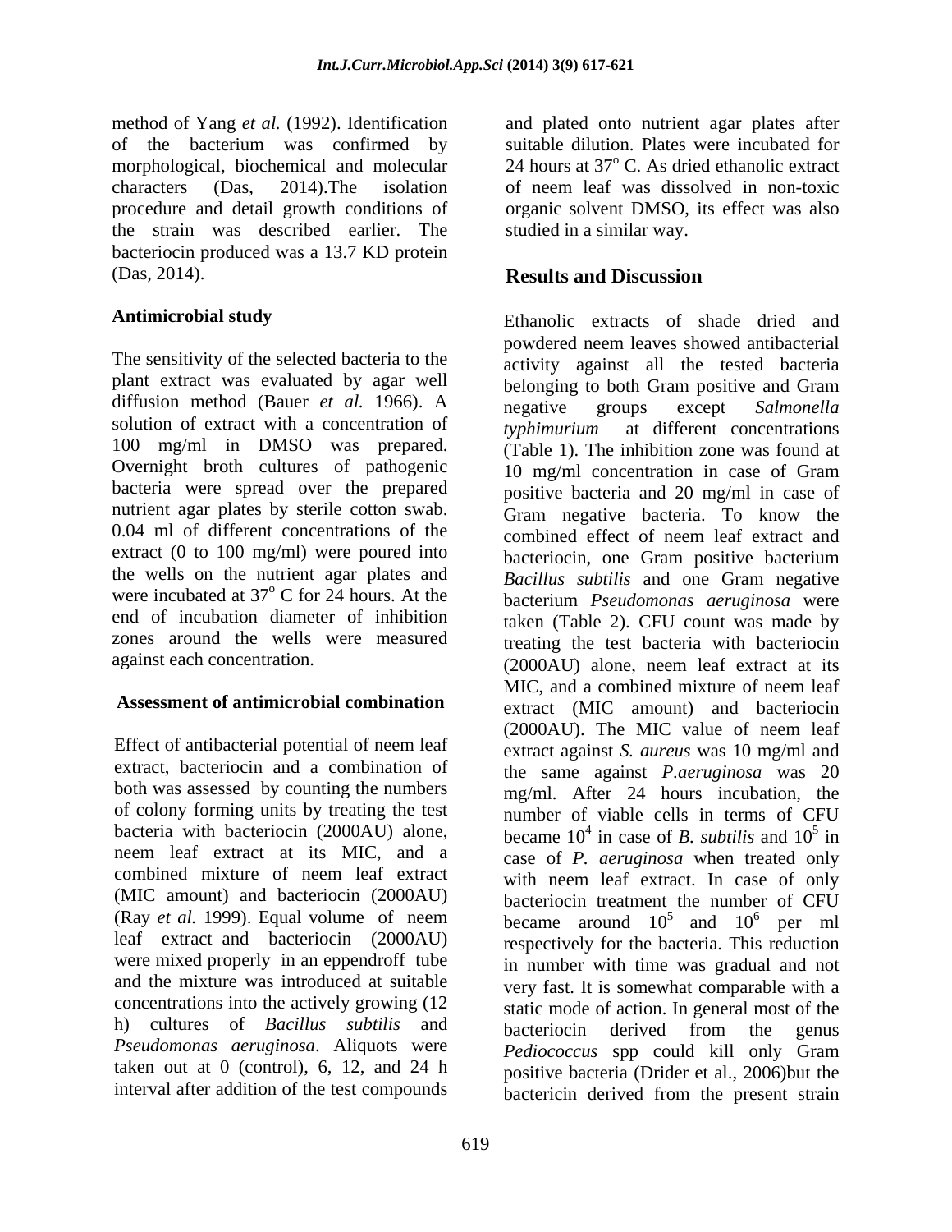method of Yang *et al.* (1992). Identification of the bacterium was confirmed by morphological, biochemical and molecular characters (Das, 2014).The isolation procedure and detail growth conditions of the strain was described earlier. The bacteriocin produced was a 13.7 KD protein (Das, 2014).

### Antimicrobial study

The sensitivity of the selected bacteria to the plant extract was evaluated by agar well diffusion method (Bauer *et al.* 1966). A solution of extract with a concentration of 100 mg/ml in DMSO was prepared. Overnight broth cultures of pathogenic bacteria were spread over the prepared nutrient agar plates by sterile cotton swab. 0.04 ml of different concentrations of the extract (0 to 100 mg/ml) were poured into the wells on the nutrient agar plates and were incubated at $37^{o}$ C for 24 hours. At the end of incubation diameter of inhibition zones around the wells were measured against each concentration.

### Assessment of antimicrobial combination

Effect of antibacterial potential of neem leaf extract, bacteriocin and a combination of both was assessed by counting the numbers of colony forming units by treating the test bacteria with bacteriocin (2000AU) alone, neem leaf extract at its MIC, and a combined mixture of neem leaf extract (MIC amount) and bacteriocin (2000AU) (Ray *et al.* 1999). Equal volume of neem leaf extract and bacteriocin (2000AU) were mixed properly in an eppendroff tube and the mixture was introduced at suitable concentrations into the actively growing (12 h) cultures of *Bacillus subtilis* and *Pseudomonas aeruginosa*. Aliquots were taken out at 0 (control), 6, 12, and 24 h interval after addition of the test compounds and plated onto nutrient agar plates after suitable dilution. Plates were incubated for 24 hours at $37^{o}$ C. As dried ethanolic extract of neem leaf was dissolved in non-toxic organic solvent DMSO, its effect was also studied in a similar way.

## Results and Discussion

Ethanolic extracts of shade dried and powdered neem leaves showed antibacterial activity against all the tested bacteria belonging to both Gram positive and Gram negative groups except *Salmonella typhimurium* at different concentrations (Table 1). The inhibition zone was found at 10 mg/ml concentration in case of Gram positive bacteria and 20 mg/ml in case of Gram negative bacteria. To know the combined effect of neem leaf extract and bacteriocin, one Gram positive bacterium *Bacillus subtilis* and one Gram negative bacterium *Pseudomonas aeruginosa* were taken (Table 2). CFU count was made by treating the test bacteria with bacteriocin (2000AU) alone, neem leaf extract at its MIC, and a combined mixture of neem leaf extract (MIC amount) and bacteriocin (2000AU). The MIC value of neem leaf extract against *S. aureus* was 10 mg/ml and the same against *P.aeruginosa* was 20 mg/ml. After 24 hours incubation, the number of viable cells in terms of CFU became $10^{4}$ in case of *B. subtilis* and $10^{5}$ in case of *P. aeruginosa* when treated only with neem leaf extract. In case of only bacteriocin treatment the number of CFU became around $10^{5}$ and $10^{6}$ per ml respectively for the bacteria. This reduction in number with time was gradual and not very fast. It is somewhat comparable with a static mode of action. In general most of the bacteriocin derived from the genus *Pediococcus* spp could kill only Gram positive bacteria (Drider et al., 2006)but the bactericin derived from the present strain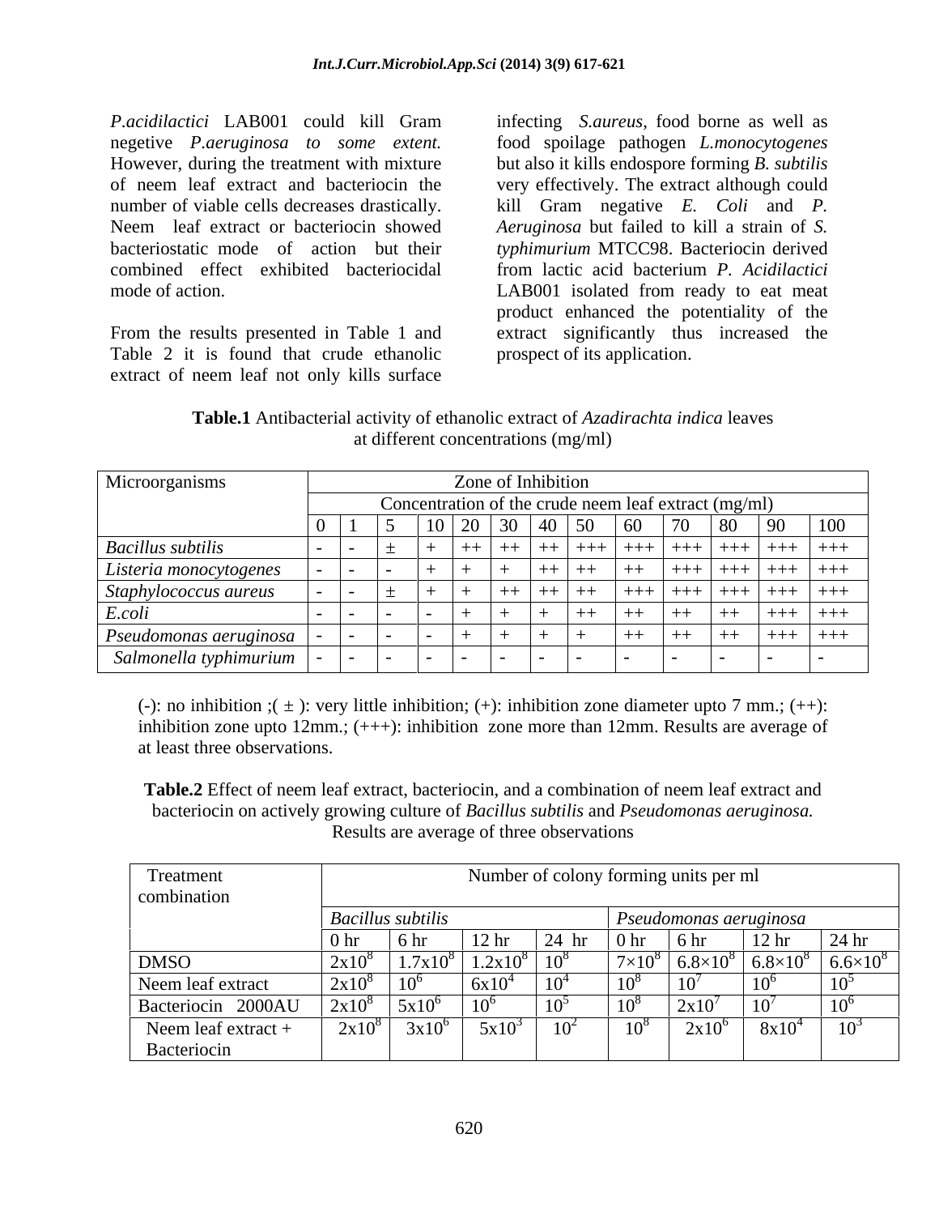*P.acidilactici* LAB001 could kill Gram negetive *P.aeruginosa to some extent.* However, during the treatment with mixture of neem leaf extract and bacteriocin the number of viable cells decreases drastically. Neem leaf extract or bacteriocin showed bacteriostatic mode of action but their combined effect exhibited bactericidal mode of action.

From the results presented in Table 1 and Table 2 it is found that crude ethanolic extract of neem leaf not only kills surface infecting *S.aureus*, food borne as well as food spoilage pathogen *L.monocytogenes* but also it kills endospore forming *B. subtilis* very effectively. The extract although could kill Gram negative *E. Coli* and *P. Aeruginosa* but failed to kill a strain of *S. typhimurium* MTCC98. Bacteriocin derived from lactic acid bacterium *P. Acidilactici* LAB001 isolated from ready to eat meat product enhanced the potentiality of the extract significantly thus increased the prospect of its application.

**Table.1** Antibacterial activity of ethanolic extract of *Azadirachta indica* leaves at different concentrations (mg/ml)

| Microorganisms | Zone of Inhibition | | | | | | | | | | | | |
|---|---|---|---|---|---|---|---|---|---|---|---|---|---|
| | Concentration of the crude neem leaf extract (mg/ml) | | | | | | | | | | | | |
| | 0 | 1 | 5 | 10 | 20 | 30 | 40 | 50 | 60 | 70 | 80 | 90 | 100 |
| *Bacillus subtilis* | - | - | ± | + | ++ | ++ | ++ | +++ | +++ | +++ | +++ | +++ | +++ |
| *Listeria monocytogenes* | - | - | - | + | + | + | ++ | ++ | ++ | +++ | +++ | +++ | +++ |
| *Staphylococcus aureus* | - | - | ± | + | + | ++ | ++ | ++ | +++ | +++ | +++ | +++ | +++ |
| *E.coli* | - | - | - | - | + | + | + | ++ | ++ | ++ | ++ | +++ | +++ |
| *Pseudomonas aeruginosa* | - | - | - | - | + | + | + | + | ++ | ++ | ++ | +++ | +++ |
| *Salmonella typhimurium* | - | - | - | - | - | - | - | - | - | - | - | - | - |

(-): no inhibition ;( ± ): very little inhibition; (+): inhibition zone diameter upto 7 mm.; (++): inhibition zone upto 12mm.; (+++): inhibition zone more than 12mm. Results are average of at least three observations.

**Table.2** Effect of neem leaf extract, bacteriocin, and a combination of neem leaf extract and bacteriocin on actively growing culture of *Bacillus subtilis* and *Pseudomonas aeruginosa.* Results are average of three observations

| Treatment combination | Number of colony forming units per ml | | | | | | | |
|---|---|---|---|---|---|---|---|---|
| | *Bacillus subtilis* | | | | *Pseudomonas aeruginosa* | | | |
| | 0 hr | 6 hr | 12 hr | 24 hr | 0 hr | 6 hr | 12 hr | 24 hr |
| DMSO | $2x10^8$ | $1.7x10^8$ | $1.2x10^8$ | $10^8$ | $7\times10^8$ | $6.8\times10^8$ | $6.8\times10^8$ | $6.6\times10^8$ |
| Neem leaf extract | $2x10^8$ | $10^6$ | $6x10^4$ | $10^4$ | $10^8$ | $10^7$ | $10^6$ | $10^5$ |
| Bacteriocin 2000AU | $2x10^8$ | $5x10^6$ | $10^6$ | $10^5$ | $10^8$ | $2x10^7$ | $10^7$ | $10^6$ |
| Neem leaf extract + Bacteriocin | $2x10^8$ | $3x10^6$ | $5x10^3$ | $10^2$ | $10^8$ | $2x10^6$ | $8x10^4$ | $10^3$ |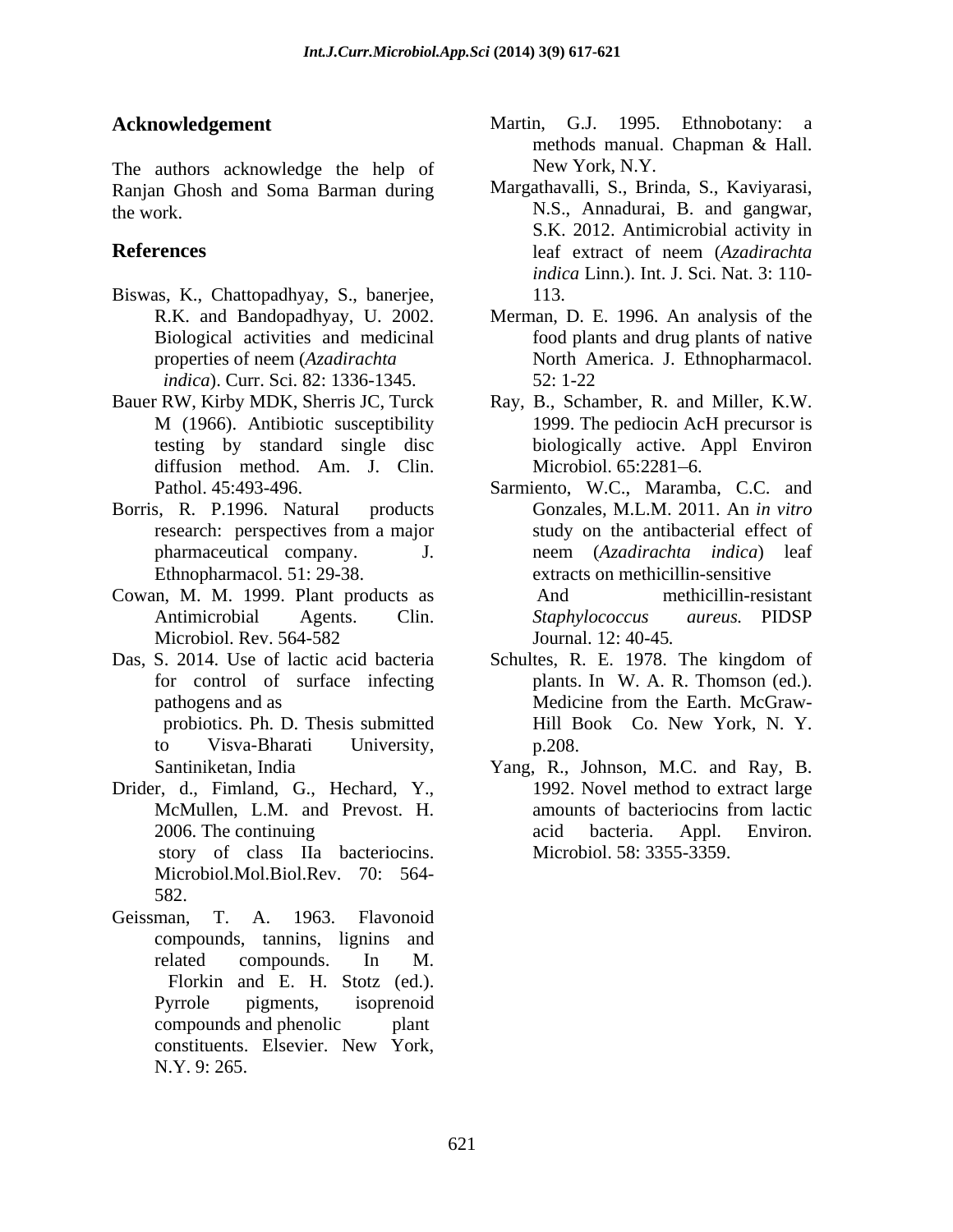## Acknowledgement

The authors acknowledge the help of Ranjan Ghosh and Soma Barman during the work.

## References

Biswas, K., Chattopadhyay, S., banerjee, R.K. and Bandopadhyay, U. 2002. Biological activities and medicinal properties of neem (*Azadirachta indica*). Curr. Sci. 82: 1336-1345.

Bauer RW, Kirby MDK, Sherris JC, Turck M (1966). Antibiotic susceptibility testing by standard single disc diffusion method. Am. J. Clin. Pathol. 45:493-496.

Borris, R. P.1996. Natural products research: perspectives from a major pharmaceutical company. J. Ethnopharmacol. 51: 29-38.

Cowan, M. M. 1999. Plant products as Antimicrobial Agents. Clin. Microbiol. Rev. 564-582

Das, S. 2014. Use of lactic acid bacteria for control of surface infecting pathogens and as probiotics. Ph. D. Thesis submitted to Visva-Bharati University, Santiniketan, India

Drider, d., Fimland, G., Hechard, Y., McMullen, L.M. and Prevost. H. 2006. The continuing story of class IIa bacteriocins. Microbiol.Mol.Biol.Rev. 70: 564-582.

Geissman, T. A. 1963. Flavonoid compounds, tannins, lignins and related compounds. In M. Florkin and E. H. Stotz (ed.). Pyrrole pigments, isoprenoid compounds and phenolic plant constituents. Elsevier. New York, N.Y. 9: 265.

Martin, G.J. 1995. Ethnobotany: a methods manual. Chapman & Hall. New York, N.Y.

Margathavalli, S., Brinda, S., Kaviyarasi, N.S., Annadurai, B. and gangwar, S.K. 2012. Antimicrobial activity in leaf extract of neem (*Azadirachta indica* Linn.). Int. J. Sci. Nat. 3: 110-113.

Merman, D. E. 1996. An analysis of the food plants and drug plants of native North America. J. Ethnopharmacol. 52: 1-22

Ray, B., Schamber, R. and Miller, K.W. 1999. The pediocin AcH precursor is biologically active. Appl Environ Microbiol. 65:2281–6.

Sarmiento, W.C., Maramba, C.C. and Gonzales, M.L.M. 2011. An *in vitro* study on the antibacterial effect of neem (*Azadirachta indica*) leaf extracts on methicillin-sensitive And methicillin-resistant *Staphylococcus aureus.* PIDSP Journal. 12: 40-45.

Schultes, R. E. 1978. The kingdom of plants. In W. A. R. Thomson (ed.). Medicine from the Earth. McGraw-Hill Book Co. New York, N. Y. p.208.

Yang, R., Johnson, M.C. and Ray, B. 1992. Novel method to extract large amounts of bacteriocins from lactic acid bacteria. Appl. Environ. Microbiol. 58: 3355-3359.